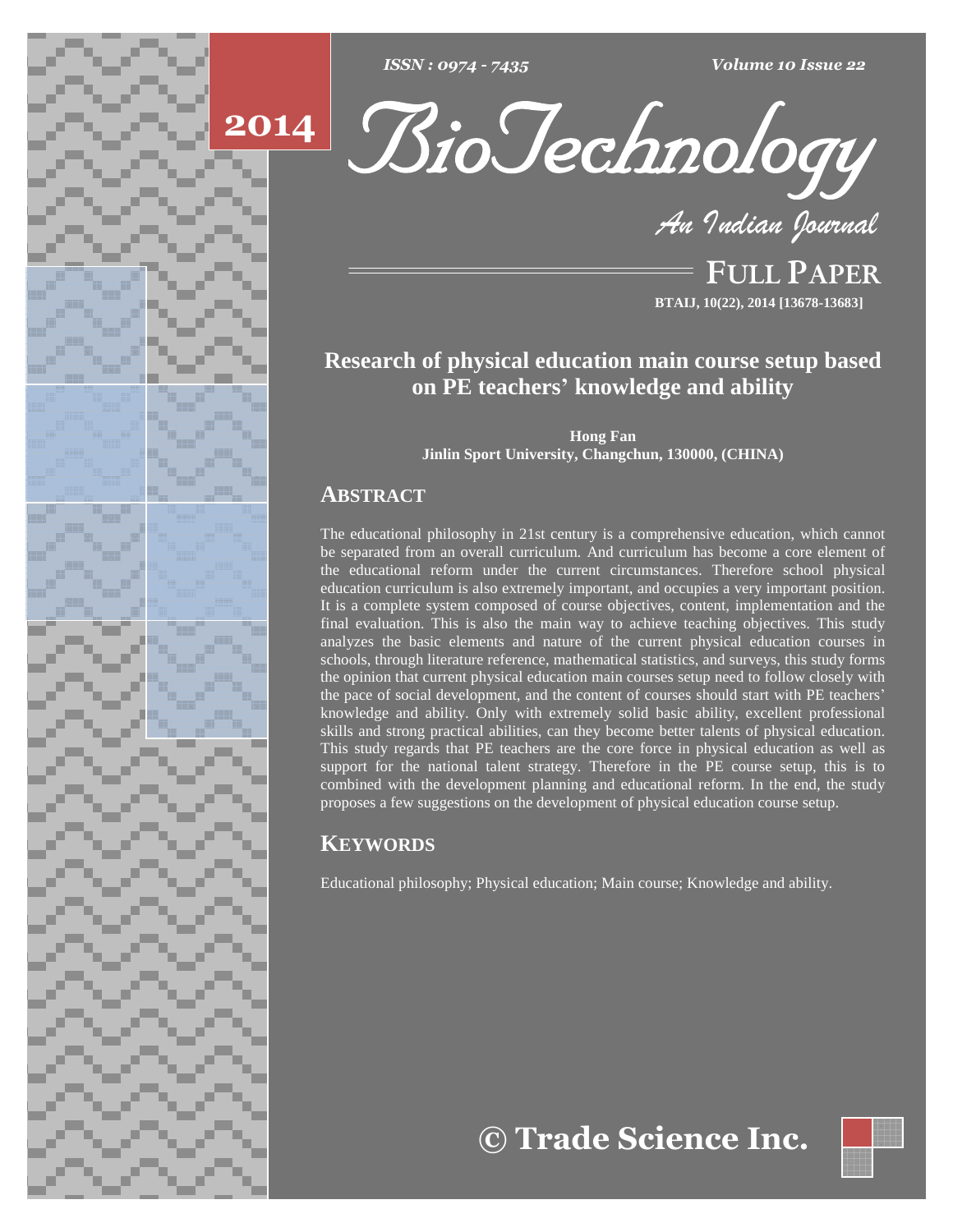# Research of physical education main course setup based on PE teachers' knowledge and ability

**Hong Fan**
**Jinlin Sport University, Changchun, 130000, (CHINA)**

## ABSTRACT

The educational philosophy in 21st century is a comprehensive education, which cannot be separated from an overall curriculum. And curriculum has become a core element of the educational reform under the current circumstances. Therefore school physical education curriculum is also extremely important, and occupies a very important position. It is a complete system composed of course objectives, content, implementation and the final evaluation. This is also the main way to achieve teaching objectives. This study analyzes the basic elements and nature of the current physical education courses in schools, through literature reference, mathematical statistics, and surveys, this study forms the opinion that current physical education main courses setup need to follow closely with the pace of social development, and the content of courses should start with PE teachers' knowledge and ability. Only with extremely solid basic ability, excellent professional skills and strong practical abilities, can they become better talents of physical education. This study regards that PE teachers are the core force in physical education as well as support for the national talent strategy. Therefore in the PE course setup, this is to combined with the development planning and educational reform. In the end, the study proposes a few suggestions on the development of physical education course setup.

## KEYWORDS

Educational philosophy; Physical education; Main course; Knowledge and ability.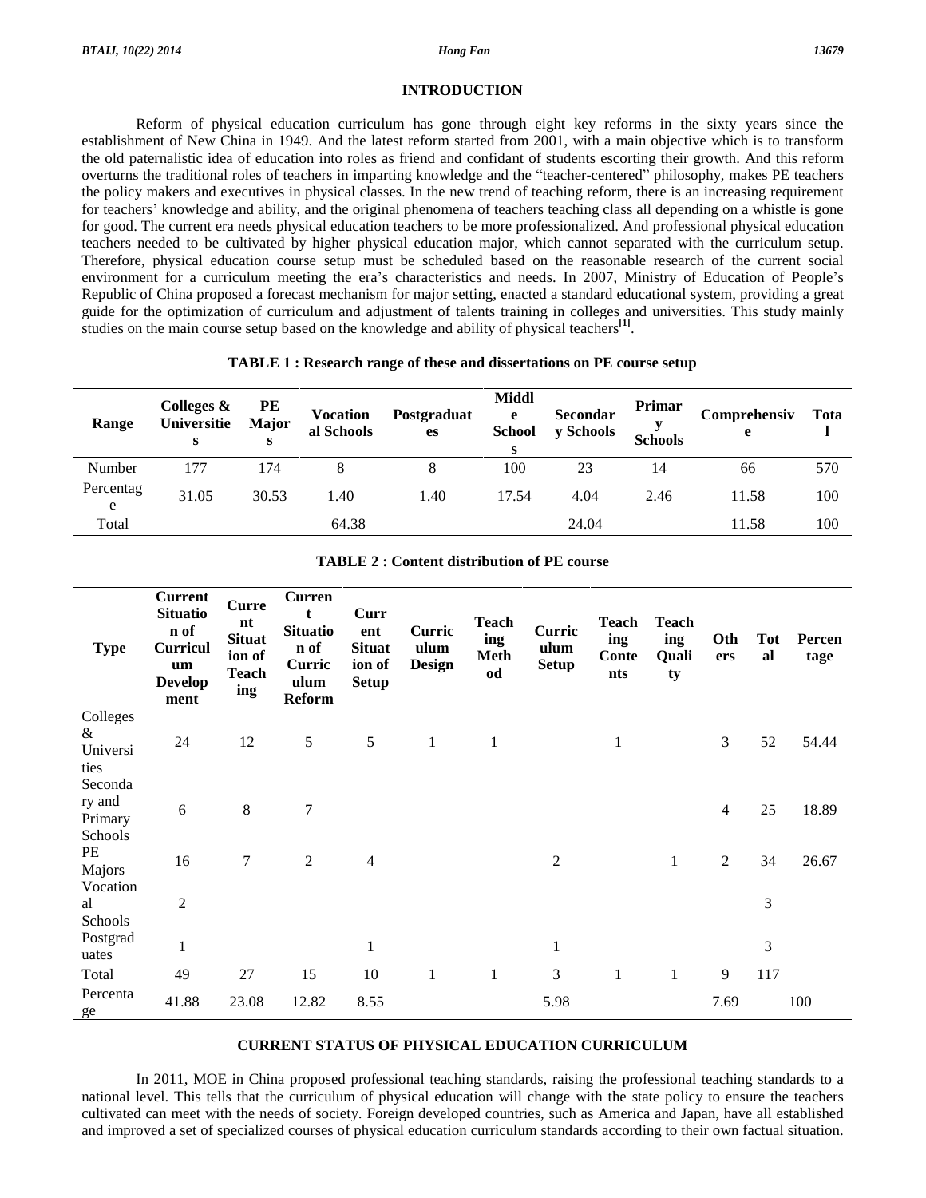## INTRODUCTION

Reform of physical education curriculum has gone through eight key reforms in the sixty years since the establishment of New China in 1949. And the latest reform started from 2001, with a main objective which is to transform the old paternalistic idea of education into roles as friend and confidant of students escorting their growth. And this reform overturns the traditional roles of teachers in imparting knowledge and the "teacher-centered" philosophy, makes PE teachers the policy makers and executives in physical classes. In the new trend of teaching reform, there is an increasing requirement for teachers' knowledge and ability, and the original phenomena of teachers teaching class all depending on a whistle is gone for good. The current era needs physical education teachers to be more professionalized. And professional physical education teachers needed to be cultivated by higher physical education major, which cannot separated with the curriculum setup. Therefore, physical education course setup must be scheduled based on the reasonable research of the current social environment for a curriculum meeting the era's characteristics and needs. In 2007, Ministry of Education of People's Republic of China proposed a forecast mechanism for major setting, enacted a standard educational system, providing a great guide for the optimization of curriculum and adjustment of talents training in colleges and universities. This study mainly studies on the main course setup based on the knowledge and ability of physical teachers[1].

**TABLE 1 : Research range of these and dissertations on PE course setup**

| Range | Colleges & Universities | PE Majors | Vocational Schools | Postgraduates | Middle Schools | Secondary Schools | Primary Schools | Comprehensive | Total |
|---|---|---|---|---|---|---|---|---|---|
| Number | 177 | 174 | 8 | 8 | 100 | 23 | 14 | 66 | 570 |
| Percentage | 31.05 | 30.53 | 1.40 | 1.40 | 17.54 | 4.04 | 2.46 | 11.58 | 100 |
| Total | | | 64.38 | | | 24.04 | | 11.58 | 100 |

**TABLE 2 : Content distribution of PE course**

| Type | Current Situation of Curriculum Development | Current Situation of Teaching | Current Situation of Curriculum Reform | Current Situation of Setup | Curriculum Design | Teaching Method | Curriculum Setup | Teaching Contents | Teaching Quality | Others | Total | Percentage |
|---|---|---|---|---|---|---|---|---|---|---|---|---|
| Colleges & Universities | 24 | 12 | 5 | 5 | 1 | 1 | | 1 | | 3 | 52 | 54.44 |
| Secondary and Primary Schools | 6 | 8 | 7 | | | | | | | 4 | 25 | 18.89 |
| PE Majors | 16 | 7 | 2 | 4 | | | 2 | | 1 | 2 | 34 | 26.67 |
| Vocational Schools | 2 | | | | | | | | | | 3 | |
| Postgraduates | 1 | | | 1 | | | 1 | | | | 3 | |
| Total | 49 | 27 | 15 | 10 | 1 | 1 | 3 | 1 | 1 | 9 | 117 | |
| Percentage | 41.88 | 23.08 | 12.82 | 8.55 | | | 5.98 | | | 7.69 | | 100 |

## CURRENT STATUS OF PHYSICAL EDUCATION CURRICULUM

In 2011, MOE in China proposed professional teaching standards, raising the professional teaching standards to a national level. This tells that the curriculum of physical education will change with the state policy to ensure the teachers cultivated can meet with the needs of society. Foreign developed countries, such as America and Japan, have all established and improved a set of specialized courses of physical education curriculum standards according to their own factual situation.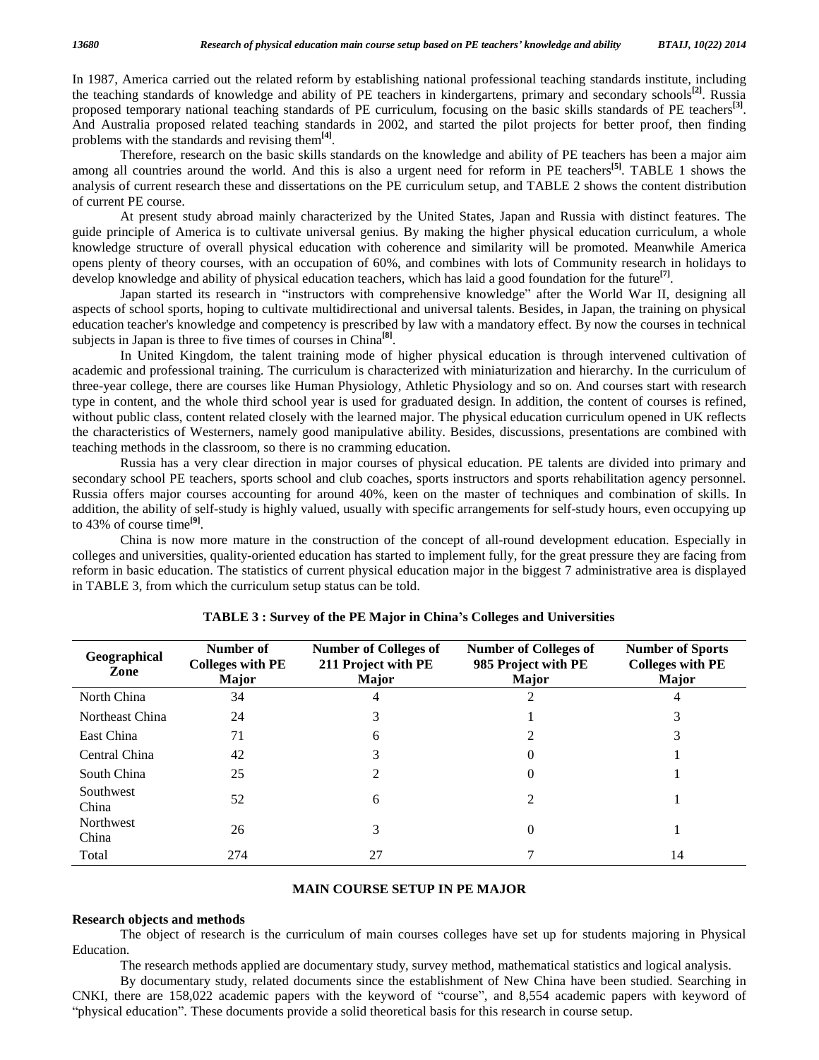In 1987, America carried out the related reform by establishing national professional teaching standards institute, including the teaching standards of knowledge and ability of PE teachers in kindergartens, primary and secondary schools[2]. Russia proposed temporary national teaching standards of PE curriculum, focusing on the basic skills standards of PE teachers[3]. And Australia proposed related teaching standards in 2002, and started the pilot projects for better proof, then finding problems with the standards and revising them[4].

Therefore, research on the basic skills standards on the knowledge and ability of PE teachers has been a major aim among all countries around the world. And this is also a urgent need for reform in PE teachers[5]. TABLE 1 shows the analysis of current research these and dissertations on the PE curriculum setup, and TABLE 2 shows the content distribution of current PE course.

At present study abroad mainly characterized by the United States, Japan and Russia with distinct features. The guide principle of America is to cultivate universal genius. By making the higher physical education curriculum, a whole knowledge structure of overall physical education with coherence and similarity will be promoted. Meanwhile America opens plenty of theory courses, with an occupation of 60%, and combines with lots of Community research in holidays to develop knowledge and ability of physical education teachers, which has laid a good foundation for the future[7].

Japan started its research in "instructors with comprehensive knowledge" after the World War II, designing all aspects of school sports, hoping to cultivate multidirectional and universal talents. Besides, in Japan, the training on physical education teacher's knowledge and competency is prescribed by law with a mandatory effect. By now the courses in technical subjects in Japan is three to five times of courses in China[8].

In United Kingdom, the talent training mode of higher physical education is through intervened cultivation of academic and professional training. The curriculum is characterized with miniaturization and hierarchy. In the curriculum of three-year college, there are courses like Human Physiology, Athletic Physiology and so on. And courses start with research type in content, and the whole third school year is used for graduated design. In addition, the content of courses is refined, without public class, content related closely with the learned major. The physical education curriculum opened in UK reflects the characteristics of Westerners, namely good manipulative ability. Besides, discussions, presentations are combined with teaching methods in the classroom, so there is no cramming education.

Russia has a very clear direction in major courses of physical education. PE talents are divided into primary and secondary school PE teachers, sports school and club coaches, sports instructors and sports rehabilitation agency personnel. Russia offers major courses accounting for around 40%, keen on the master of techniques and combination of skills. In addition, the ability of self-study is highly valued, usually with specific arrangements for self-study hours, even occupying up to 43% of course time[9].

China is now more mature in the construction of the concept of all-round development education. Especially in colleges and universities, quality-oriented education has started to implement fully, for the great pressure they are facing from reform in basic education. The statistics of current physical education major in the biggest 7 administrative area is displayed in TABLE 3, from which the curriculum setup status can be told.

**TABLE 3 : Survey of the PE Major in China's Colleges and Universities**

| Geographical Zone | Number of Colleges with PE Major | Number of Colleges of 211 Project with PE Major | Number of Colleges of 985 Project with PE Major | Number of Sports Colleges with PE Major |
|---|---|---|---|---|
| North China | 34 | 4 | 2 | 4 |
| Northeast China | 24 | 3 | 1 | 3 |
| East China | 71 | 6 | 2 | 3 |
| Central China | 42 | 3 | 0 | 1 |
| South China | 25 | 2 | 0 | 1 |
| Southwest China | 52 | 6 | 2 | 1 |
| Northwest China | 26 | 3 | 0 | 1 |
| Total | 274 | 27 | 7 | 14 |

## MAIN COURSE SETUP IN PE MAJOR

### Research objects and methods

The object of research is the curriculum of main courses colleges have set up for students majoring in Physical Education.

The research methods applied are documentary study, survey method, mathematical statistics and logical analysis.

By documentary study, related documents since the establishment of New China have been studied. Searching in CNKI, there are 158,022 academic papers with the keyword of "course", and 8,554 academic papers with keyword of "physical education". These documents provide a solid theoretical basis for this research in course setup.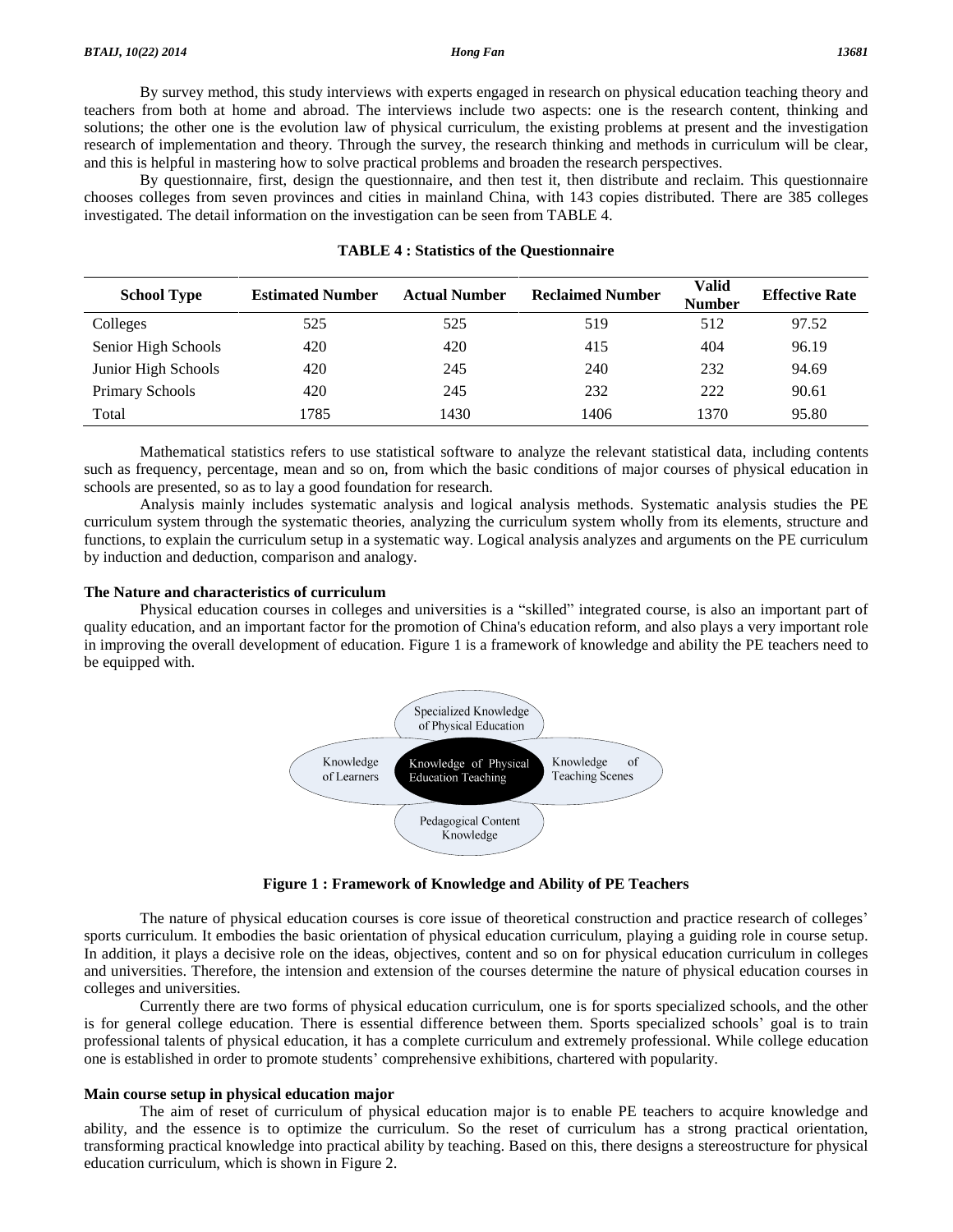By survey method, this study interviews with experts engaged in research on physical education teaching theory and teachers from both at home and abroad. The interviews include two aspects: one is the research content, thinking and solutions; the other one is the evolution law of physical curriculum, the existing problems at present and the investigation research of implementation and theory. Through the survey, the research thinking and methods in curriculum will be clear, and this is helpful in mastering how to solve practical problems and broaden the research perspectives.

By questionnaire, first, design the questionnaire, and then test it, then distribute and reclaim. This questionnaire chooses colleges from seven provinces and cities in mainland China, with 143 copies distributed. There are 385 colleges investigated. The detail information on the investigation can be seen from TABLE 4.

**TABLE 4 : Statistics of the Questionnaire**

| School Type | Estimated Number | Actual Number | Reclaimed Number | Valid Number | Effective Rate |
|---|---|---|---|---|---|
| Colleges | 525 | 525 | 519 | 512 | 97.52 |
| Senior High Schools | 420 | 420 | 415 | 404 | 96.19 |
| Junior High Schools | 420 | 245 | 240 | 232 | 94.69 |
| Primary Schools | 420 | 245 | 232 | 222 | 90.61 |
| Total | 1785 | 1430 | 1406 | 1370 | 95.80 |

Mathematical statistics refers to use statistical software to analyze the relevant statistical data, including contents such as frequency, percentage, mean and so on, from which the basic conditions of major courses of physical education in schools are presented, so as to lay a good foundation for research.

Analysis mainly includes systematic analysis and logical analysis methods. Systematic analysis studies the PE curriculum system through the systematic theories, analyzing the curriculum system wholly from its elements, structure and functions, to explain the curriculum setup in a systematic way. Logical analysis analyzes and arguments on the PE curriculum by induction and deduction, comparison and analogy.

**The Nature and characteristics of curriculum**

Physical education courses in colleges and universities is a "skilled" integrated course, is also an important part of quality education, and an important factor for the promotion of China's education reform, and also plays a very important role in improving the overall development of education. Figure 1 is a framework of knowledge and ability the PE teachers need to be equipped with.

Specialized Knowledge of Physical Education

Knowledge of Learners | Knowledge of Physical Education Teaching | Knowledge of Teaching Scenes

Pedagogical Content Knowledge

**Figure 1 : Framework of Knowledge and Ability of PE Teachers**

The nature of physical education courses is core issue of theoretical construction and practice research of colleges' sports curriculum. It embodies the basic orientation of physical education curriculum, playing a guiding role in course setup. In addition, it plays a decisive role on the ideas, objectives, content and so on for physical education curriculum in colleges and universities. Therefore, the intension and extension of the courses determine the nature of physical education courses in colleges and universities.

Currently there are two forms of physical education curriculum, one is for sports specialized schools, and the other is for general college education. There is essential difference between them. Sports specialized schools' goal is to train professional talents of physical education, it has a complete curriculum and extremely professional. While college education one is established in order to promote students' comprehensive exhibitions, chartered with popularity.

**Main course setup in physical education major**

The aim of reset of curriculum of physical education major is to enable PE teachers to acquire knowledge and ability, and the essence is to optimize the curriculum. So the reset of curriculum has a strong practical orientation, transforming practical knowledge into practical ability by teaching. Based on this, there designs a stereostructure for physical education curriculum, which is shown in Figure 2.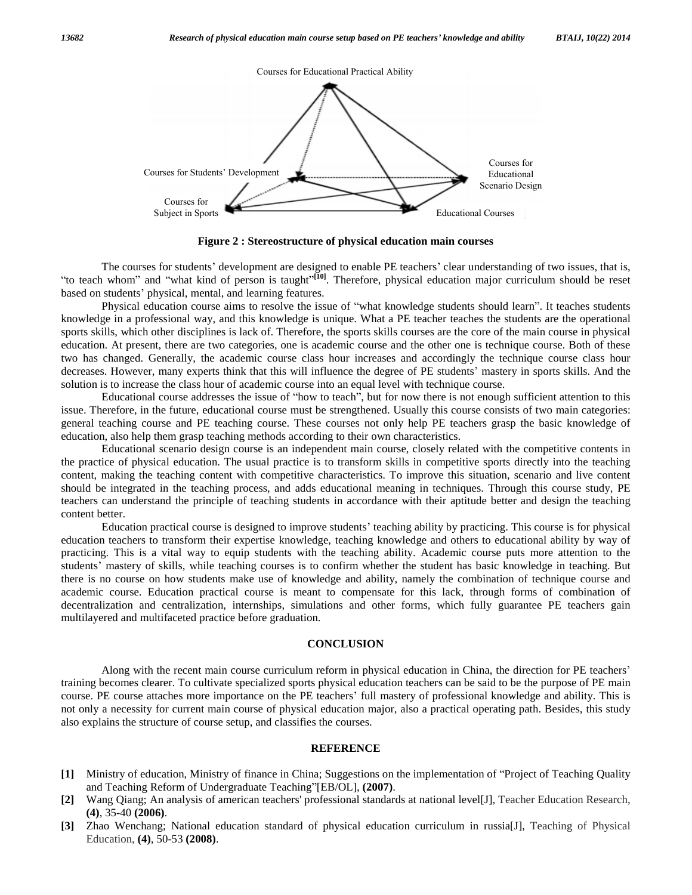Courses for Educational Practical Ability

Courses for Students' Development

Courses for Educational Scenario Design

Courses for Subject in Sports

Educational Courses

**Figure 2 : Stereostructure of physical education main courses**

The courses for students' development are designed to enable PE teachers' clear understanding of two issues, that is, "to teach whom" and "what kind of person is taught"[10]. Therefore, physical education major curriculum should be reset based on students' physical, mental, and learning features.

Physical education course aims to resolve the issue of "what knowledge students should learn". It teaches students knowledge in a professional way, and this knowledge is unique. What a PE teacher teaches the students are the operational sports skills, which other disciplines is lack of. Therefore, the sports skills courses are the core of the main course in physical education. At present, there are two categories, one is academic course and the other one is technique course. Both of these two has changed. Generally, the academic course class hour increases and accordingly the technique course class hour decreases. However, many experts think that this will influence the degree of PE students' mastery in sports skills. And the solution is to increase the class hour of academic course into an equal level with technique course.

Educational course addresses the issue of "how to teach", but for now there is not enough sufficient attention to this issue. Therefore, in the future, educational course must be strengthened. Usually this course consists of two main categories: general teaching course and PE teaching course. These courses not only help PE teachers grasp the basic knowledge of education, also help them grasp teaching methods according to their own characteristics.

Educational scenario design course is an independent main course, closely related with the competitive contents in the practice of physical education. The usual practice is to transform skills in competitive sports directly into the teaching content, making the teaching content with competitive characteristics. To improve this situation, scenario and live content should be integrated in the teaching process, and adds educational meaning in techniques. Through this course study, PE teachers can understand the principle of teaching students in accordance with their aptitude better and design the teaching content better.

Education practical course is designed to improve students' teaching ability by practicing. This course is for physical education teachers to transform their expertise knowledge, teaching knowledge and others to educational ability by way of practicing. This is a vital way to equip students with the teaching ability. Academic course puts more attention to the students' mastery of skills, while teaching courses is to confirm whether the student has basic knowledge in teaching. But there is no course on how students make use of knowledge and ability, namely the combination of technique course and academic course. Education practical course is meant to compensate for this lack, through forms of combination of decentralization and centralization, internships, simulations and other forms, which fully guarantee PE teachers gain multilayered and multifaceted practice before graduation.

## CONCLUSION

Along with the recent main course curriculum reform in physical education in China, the direction for PE teachers' training becomes clearer. To cultivate specialized sports physical education teachers can be said to be the purpose of PE main course. PE course attaches more importance on the PE teachers' full mastery of professional knowledge and ability. This is not only a necessity for current main course of physical education major, also a practical operating path. Besides, this study also explains the structure of course setup, and classifies the courses.

## REFERENCE

- **[1]** Ministry of education, Ministry of finance in China; Suggestions on the implementation of "Project of Teaching Quality and Teaching Reform of Undergraduate Teaching"[EB/OL], **(2007)**.
- **[2]** Wang Qiang; An analysis of american teachers' professional standards at national level[J], Teacher Education Research, **(4)**, 35-40 **(2006)**.
- **[3]** Zhao Wenchang; National education standard of physical education curriculum in russia[J], Teaching of Physical Education, **(4)**, 50-53 **(2008)**.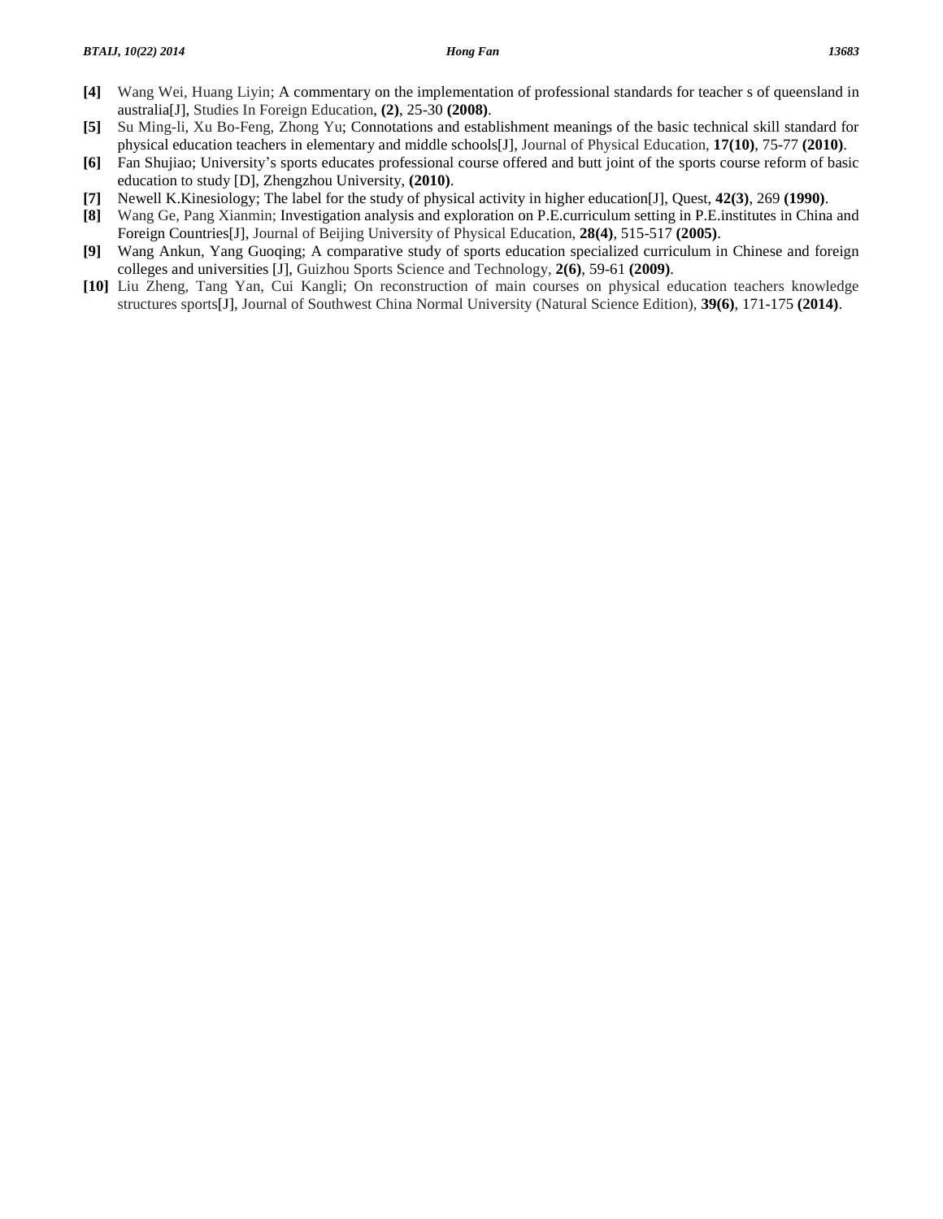**[4]** Wang Wei, Huang Liyin; A commentary on the implementation of professional standards for teacher s of queensland in australia[J], Studies In Foreign Education, **(2)**, 25-30 **(2008)**.

**[5]** Su Ming-li, Xu Bo-Feng, Zhong Yu; Connotations and establishment meanings of the basic technical skill standard for physical education teachers in elementary and middle schools[J], Journal of Physical Education, **17(10)**, 75-77 **(2010)**.

**[6]** Fan Shujiao; University's sports educates professional course offered and butt joint of the sports course reform of basic education to study [D], Zhengzhou University, **(2010)**.

**[7]** Newell K.Kinesiology; The label for the study of physical activity in higher education[J], Quest, **42(3)**, 269 **(1990)**.

**[8]** Wang Ge, Pang Xianmin; Investigation analysis and exploration on P.E.curriculum setting in P.E.institutes in China and Foreign Countries[J], Journal of Beijing University of Physical Education, **28(4)**, 515-517 **(2005)**.

**[9]** Wang Ankun, Yang Guoqing; A comparative study of sports education specialized curriculum in Chinese and foreign colleges and universities [J], Guizhou Sports Science and Technology, **2(6)**, 59-61 **(2009)**.

**[10]** Liu Zheng, Tang Yan, Cui Kangli; On reconstruction of main courses on physical education teachers knowledge structures sports[J], Journal of Southwest China Normal University (Natural Science Edition), **39(6)**, 171-175 **(2014)**.